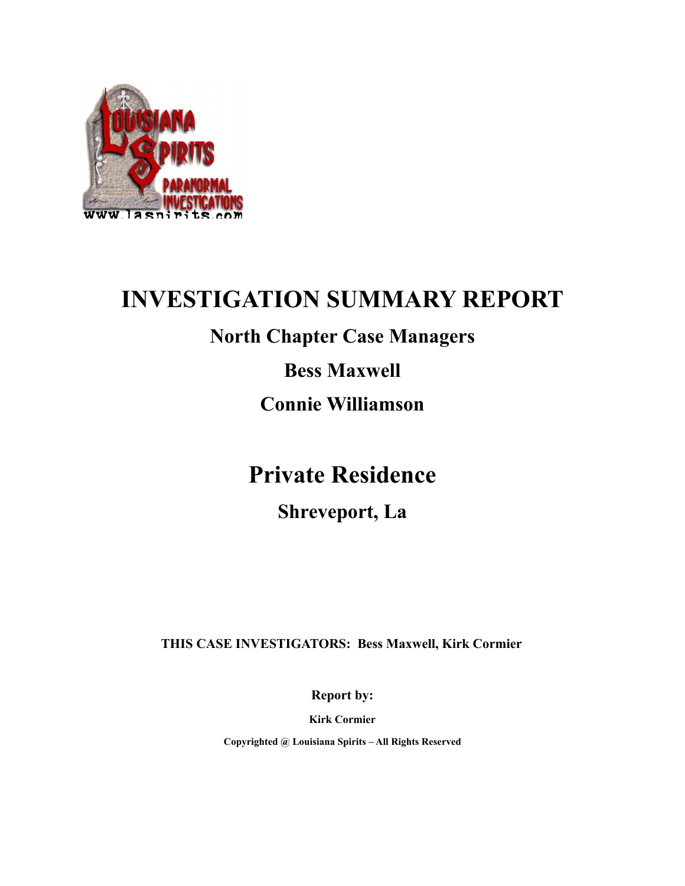# INVESTIGATION SUMMARY REPORT

## North Chapter Case Managers

## Bess Maxwell

## Connie Williamson

# Private Residence

## Shreveport, La

**THIS CASE INVESTIGATORS: Bess Maxwell, Kirk Cormier**

**Report by:**

**Kirk Cormier**

**Copyrighted @ Louisiana Spirits – All Rights Reserved**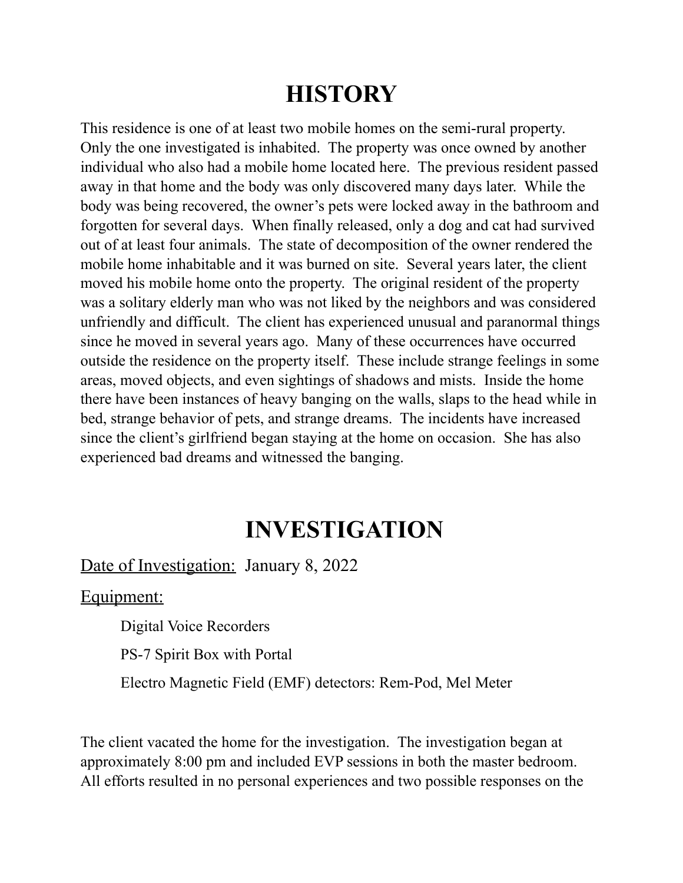# HISTORY

This residence is one of at least two mobile homes on the semi-rural property. Only the one investigated is inhabited. The property was once owned by another individual who also had a mobile home located here. The previous resident passed away in that home and the body was only discovered many days later. While the body was being recovered, the owner's pets were locked away in the bathroom and forgotten for several days. When finally released, only a dog and cat had survived out of at least four animals. The state of decomposition of the owner rendered the mobile home inhabitable and it was burned on site. Several years later, the client moved his mobile home onto the property. The original resident of the property was a solitary elderly man who was not liked by the neighbors and was considered unfriendly and difficult. The client has experienced unusual and paranormal things since he moved in several years ago. Many of these occurrences have occurred outside the residence on the property itself. These include strange feelings in some areas, moved objects, and even sightings of shadows and mists. Inside the home there have been instances of heavy banging on the walls, slaps to the head while in bed, strange behavior of pets, and strange dreams. The incidents have increased since the client's girlfriend began staying at the home on occasion. She has also experienced bad dreams and witnessed the banging.

# INVESTIGATION

Date of Investigation: January 8, 2022

Equipment:

- Digital Voice Recorders
- PS-7 Spirit Box with Portal
- Electro Magnetic Field (EMF) detectors: Rem-Pod, Mel Meter

The client vacated the home for the investigation. The investigation began at approximately 8:00 pm and included EVP sessions in both the master bedroom. All efforts resulted in no personal experiences and two possible responses on the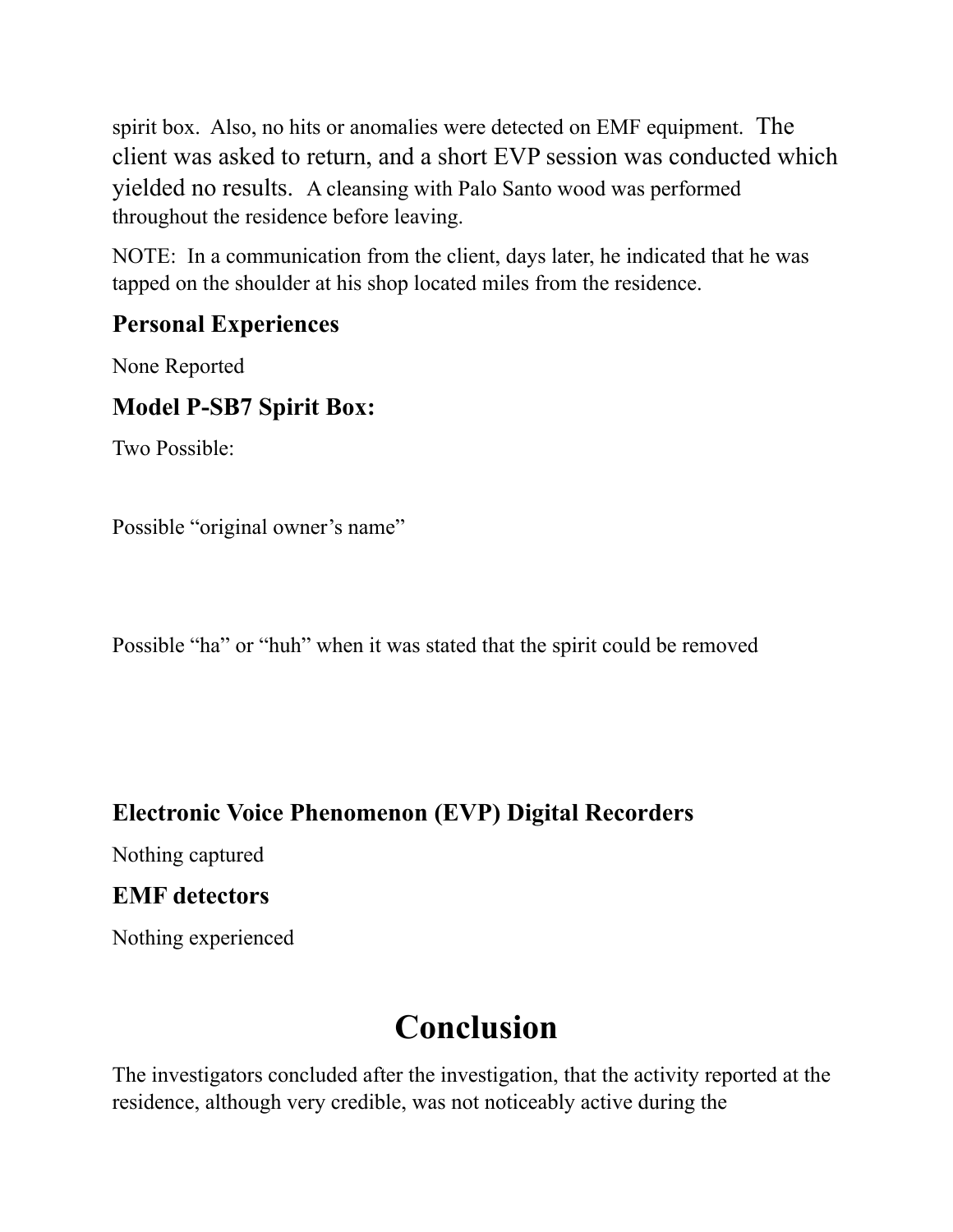spirit box. Also, no hits or anomalies were detected on EMF equipment. The client was asked to return, and a short EVP session was conducted which yielded no results. A cleansing with Palo Santo wood was performed throughout the residence before leaving.

NOTE: In a communication from the client, days later, he indicated that he was tapped on the shoulder at his shop located miles from the residence.

### Personal Experiences

None Reported

### Model P-SB7 Spirit Box:

Two Possible:

Possible "original owner's name"

Possible "ha" or "huh" when it was stated that the spirit could be removed

### Electronic Voice Phenomenon (EVP) Digital Recorders

Nothing captured

### EMF detectors

Nothing experienced

# Conclusion

The investigators concluded after the investigation, that the activity reported at the residence, although very credible, was not noticeably active during the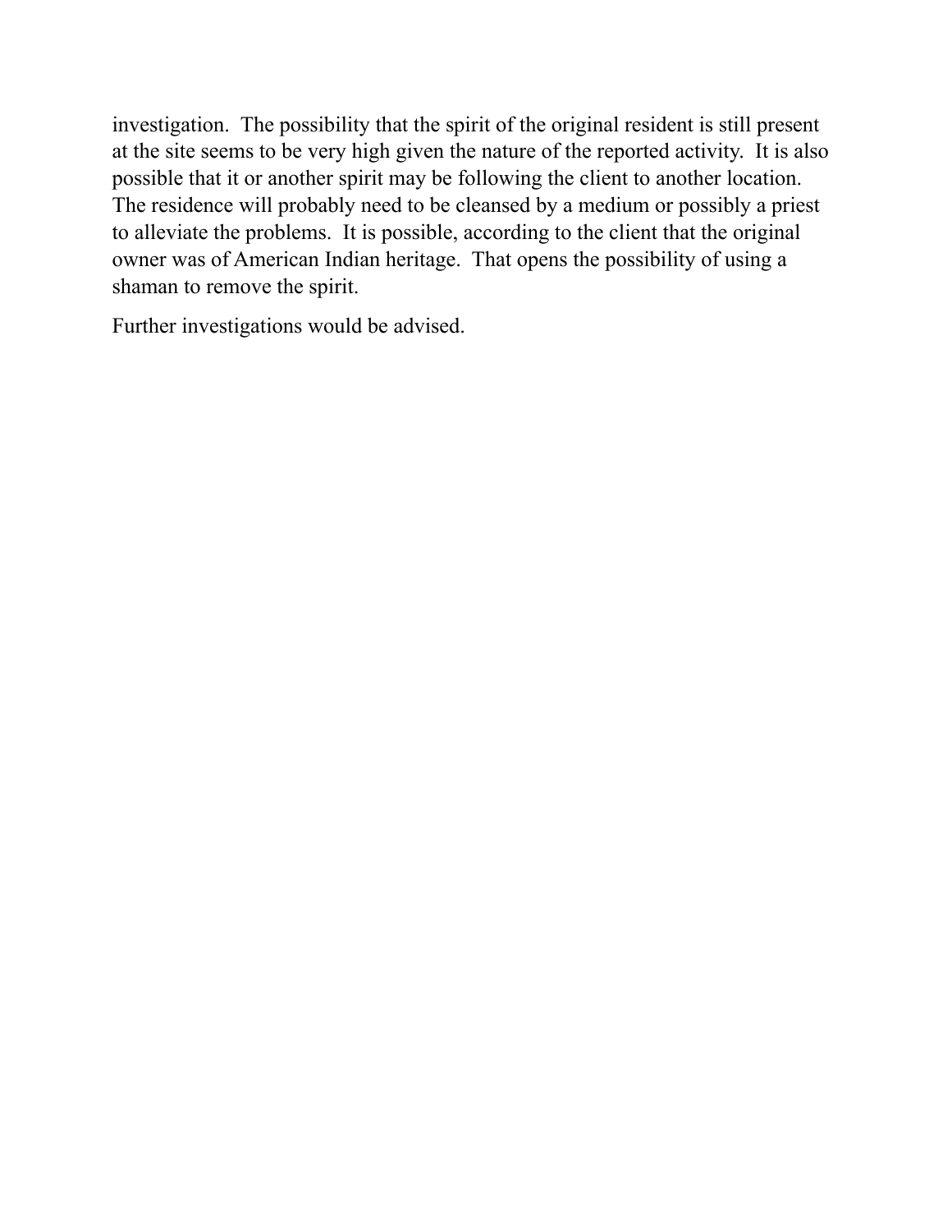investigation.  The possibility that the spirit of the original resident is still present at the site seems to be very high given the nature of the reported activity.  It is also possible that it or another spirit may be following the client to another location.  The residence will probably need to be cleansed by a medium or possibly a priest to alleviate the problems.  It is possible, according to the client that the original owner was of American Indian heritage.  That opens the possibility of using a shaman to remove the spirit.

Further investigations would be advised.